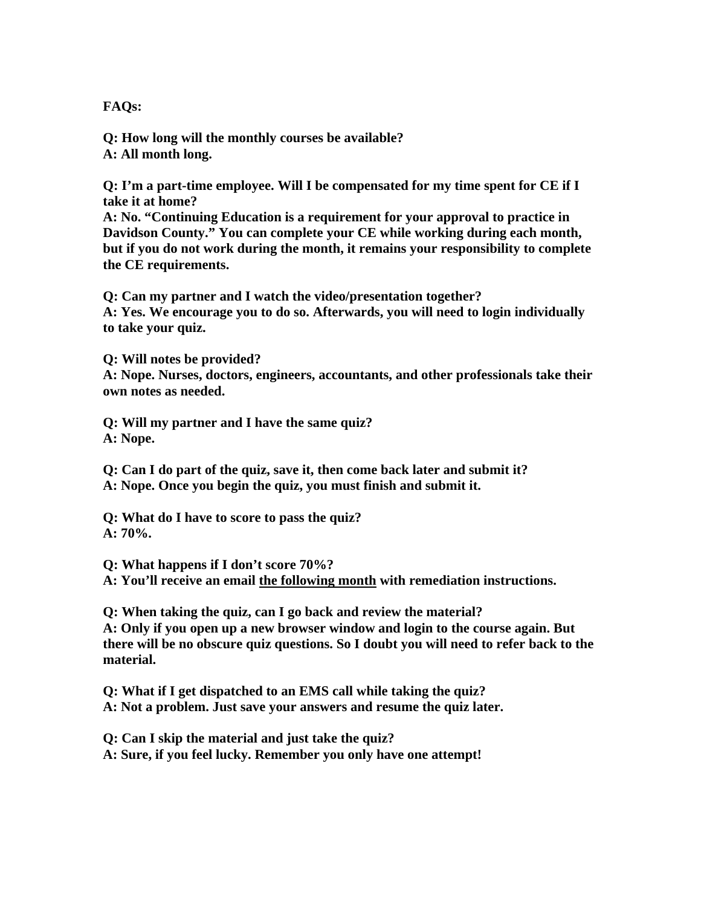**FAQs:**

**Q: How long will the monthly courses be available?**
**A: All month long.**

**Q: I'm a part-time employee. Will I be compensated for my time spent for CE if I take it at home?**
**A: No. "Continuing Education is a requirement for your approval to practice in Davidson County." You can complete your CE while working during each month, but if you do not work during the month, it remains your responsibility to complete the CE requirements.**

**Q: Can my partner and I watch the video/presentation together?**
**A: Yes. We encourage you to do so. Afterwards, you will need to login individually to take your quiz.**

**Q: Will notes be provided?**
**A: Nope. Nurses, doctors, engineers, accountants, and other professionals take their own notes as needed.**

**Q: Will my partner and I have the same quiz?**
**A: Nope.**

**Q: Can I do part of the quiz, save it, then come back later and submit it?**
**A: Nope. Once you begin the quiz, you must finish and submit it.**

**Q: What do I have to score to pass the quiz?**
**A: 70%.**

**Q: What happens if I don't score 70%?**
**A: You'll receive an email <u>the following month</u> with remediation instructions.**

**Q: When taking the quiz, can I go back and review the material?**
**A: Only if you open up a new browser window and login to the course again. But there will be no obscure quiz questions. So I doubt you will need to refer back to the material.**

**Q: What if I get dispatched to an EMS call while taking the quiz?**
**A: Not a problem. Just save your answers and resume the quiz later.**

**Q: Can I skip the material and just take the quiz?**
**A: Sure, if you feel lucky. Remember you only have one attempt!**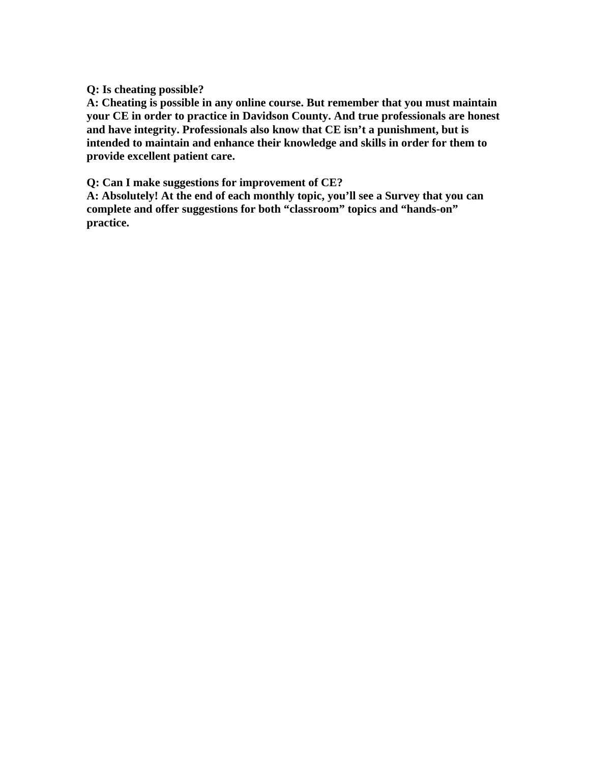**Q: Is cheating possible?**
**A: Cheating is possible in any online course. But remember that you must maintain your CE in order to practice in Davidson County. And true professionals are honest and have integrity. Professionals also know that CE isn't a punishment, but is intended to maintain and enhance their knowledge and skills in order for them to provide excellent patient care.**

**Q: Can I make suggestions for improvement of CE?**
**A: Absolutely! At the end of each monthly topic, you'll see a Survey that you can complete and offer suggestions for both "classroom" topics and "hands-on" practice.**